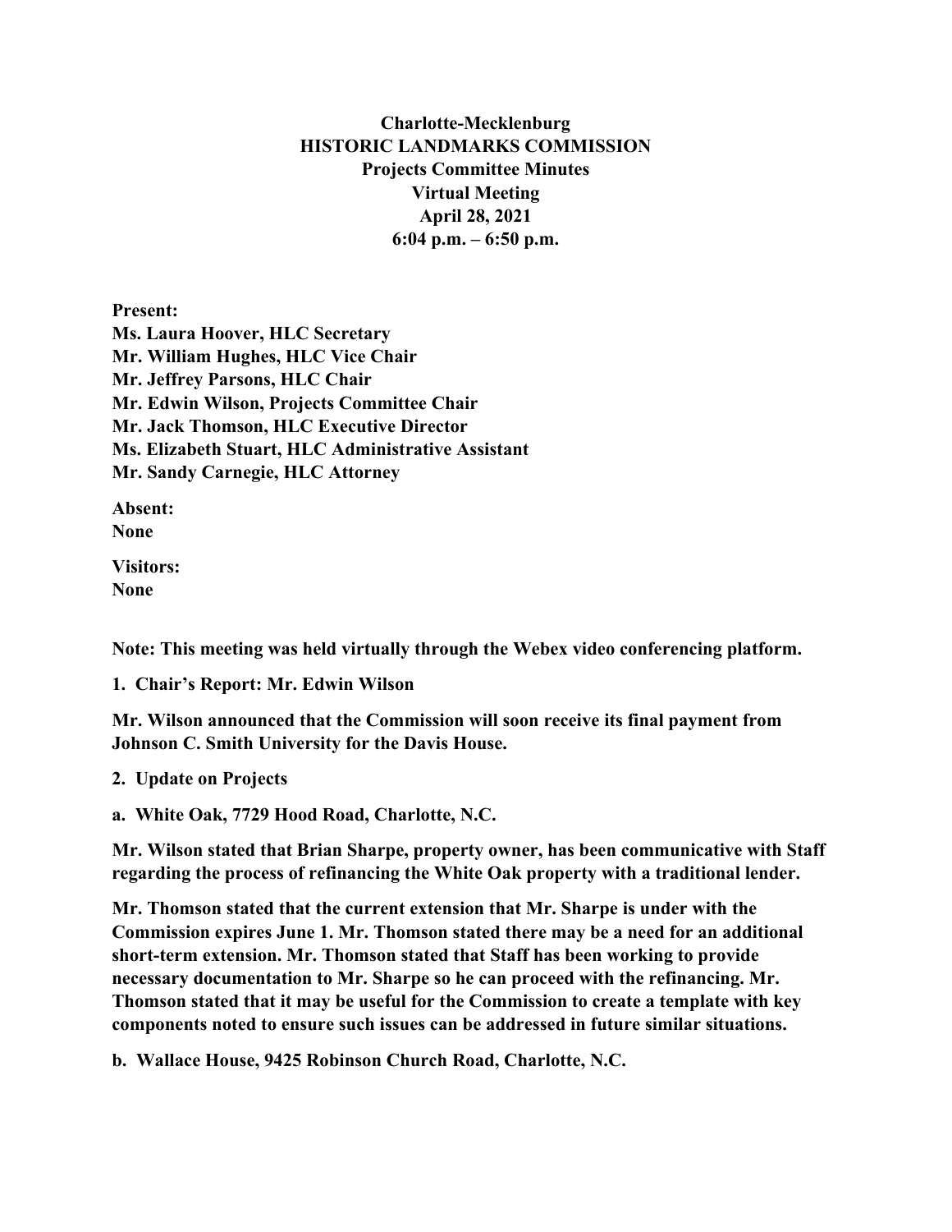# Charlotte-Mecklenburg HISTORIC LANDMARKS COMMISSION
## Projects Committee Minutes
### Virtual Meeting
### April 28, 2021
### 6:04 p.m. – 6:50 p.m.

**Present:**
**Ms. Laura Hoover, HLC Secretary**
**Mr. William Hughes, HLC Vice Chair**
**Mr. Jeffrey Parsons, HLC Chair**
**Mr. Edwin Wilson, Projects Committee Chair**
**Mr. Jack Thomson, HLC Executive Director**
**Ms. Elizabeth Stuart, HLC Administrative Assistant**
**Mr. Sandy Carnegie, HLC Attorney**

**Absent:**
**None**

**Visitors:**
**None**

**Note: This meeting was held virtually through the Webex video conferencing platform.**

**1. Chair's Report: Mr. Edwin Wilson**

**Mr. Wilson announced that the Commission will soon receive its final payment from Johnson C. Smith University for the Davis House.**

**2. Update on Projects**

**a. White Oak, 7729 Hood Road, Charlotte, N.C.**

**Mr. Wilson stated that Brian Sharpe, property owner, has been communicative with Staff regarding the process of refinancing the White Oak property with a traditional lender.**

**Mr. Thomson stated that the current extension that Mr. Sharpe is under with the Commission expires June 1. Mr. Thomson stated there may be a need for an additional short-term extension. Mr. Thomson stated that Staff has been working to provide necessary documentation to Mr. Sharpe so he can proceed with the refinancing. Mr. Thomson stated that it may be useful for the Commission to create a template with key components noted to ensure such issues can be addressed in future similar situations.**

**b. Wallace House, 9425 Robinson Church Road, Charlotte, N.C.**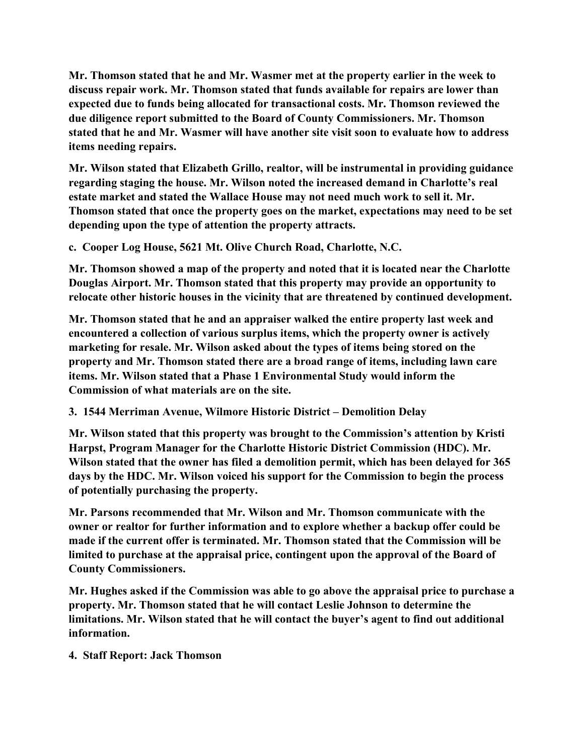**Mr. Thomson stated that he and Mr. Wasmer met at the property earlier in the week to discuss repair work. Mr. Thomson stated that funds available for repairs are lower than expected due to funds being allocated for transactional costs. Mr. Thomson reviewed the due diligence report submitted to the Board of County Commissioners. Mr. Thomson stated that he and Mr. Wasmer will have another site visit soon to evaluate how to address items needing repairs.**

**Mr. Wilson stated that Elizabeth Grillo, realtor, will be instrumental in providing guidance regarding staging the house. Mr. Wilson noted the increased demand in Charlotte's real estate market and stated the Wallace House may not need much work to sell it. Mr. Thomson stated that once the property goes on the market, expectations may need to be set depending upon the type of attention the property attracts.**

**c. Cooper Log House, 5621 Mt. Olive Church Road, Charlotte, N.C.**

**Mr. Thomson showed a map of the property and noted that it is located near the Charlotte Douglas Airport. Mr. Thomson stated that this property may provide an opportunity to relocate other historic houses in the vicinity that are threatened by continued development.**

**Mr. Thomson stated that he and an appraiser walked the entire property last week and encountered a collection of various surplus items, which the property owner is actively marketing for resale. Mr. Wilson asked about the types of items being stored on the property and Mr. Thomson stated there are a broad range of items, including lawn care items. Mr. Wilson stated that a Phase 1 Environmental Study would inform the Commission of what materials are on the site.**

**3. 1544 Merriman Avenue, Wilmore Historic District – Demolition Delay**

**Mr. Wilson stated that this property was brought to the Commission's attention by Kristi Harpst, Program Manager for the Charlotte Historic District Commission (HDC). Mr. Wilson stated that the owner has filed a demolition permit, which has been delayed for 365 days by the HDC. Mr. Wilson voiced his support for the Commission to begin the process of potentially purchasing the property.**

**Mr. Parsons recommended that Mr. Wilson and Mr. Thomson communicate with the owner or realtor for further information and to explore whether a backup offer could be made if the current offer is terminated. Mr. Thomson stated that the Commission will be limited to purchase at the appraisal price, contingent upon the approval of the Board of County Commissioners.**

**Mr. Hughes asked if the Commission was able to go above the appraisal price to purchase a property. Mr. Thomson stated that he will contact Leslie Johnson to determine the limitations. Mr. Wilson stated that he will contact the buyer's agent to find out additional information.**

**4. Staff Report: Jack Thomson**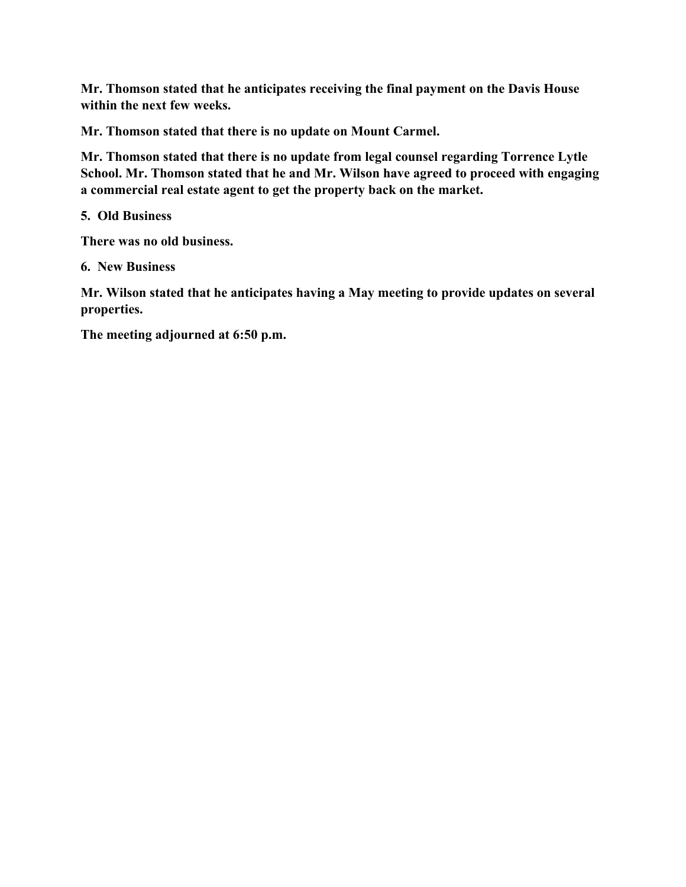**Mr. Thomson stated that he anticipates receiving the final payment on the Davis House within the next few weeks.**

**Mr. Thomson stated that there is no update on Mount Carmel.**

**Mr. Thomson stated that there is no update from legal counsel regarding Torrence Lytle School. Mr. Thomson stated that he and Mr. Wilson have agreed to proceed with engaging a commercial real estate agent to get the property back on the market.**

**5. Old Business**

**There was no old business.**

**6. New Business**

**Mr. Wilson stated that he anticipates having a May meeting to provide updates on several properties.**

**The meeting adjourned at 6:50 p.m.**